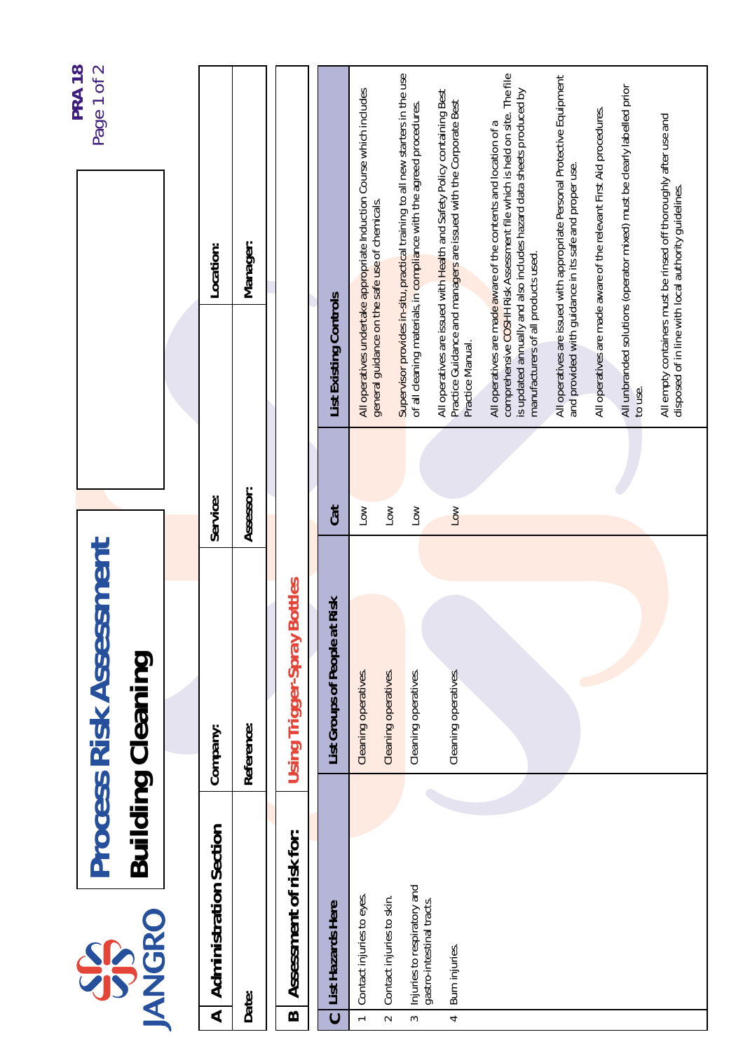JANGRO

# Process Risk Assessment

## Building Cleaning

PRA 18

| A | Administration Section | Company: | Service: | Location: |
|---|---|---|---|---|
| | Date: | Reference: | Assessor: | Manager: |

**B Assessment of risk for:** Using Trigger-Spray Bottles

| C | List Hazards Here | List Groups of People at Risk | Cat | List Existing Controls |
|---|---|---|---|---|
| 1 | Contact injuries to eyes. | Cleaning operatives. | Low | All operatives undertake appropriate Induction Course which includes general guidance on the safe use of chemicals. |
| 2 | Contact injuries to skin. | Cleaning operatives. | Low | Supervisor provides in-situ, practical training to all new starters in the use of all cleaning materials, in compliance with the agreed procedures. |
| 3 | Injuries to respiratory and gastro-intestinal tracts. | Cleaning operatives. | Low | All operatives are issued with Health and Safety Policy containing Best Practice Guidance and managers are issued with the Corporate Best Practice Manual. |
| 4 | Burn injuries. | Cleaning operatives. | Low | All operatives are made aware of the contents and location of a comprehensive COSHH Risk Assessment file which is held on site. The file is updated annually and also includes hazard data sheets produced by manufacturers of all products used. |
| | | | | All operatives are issued with appropriate Personal Protective Equipment and provided with guidance in its safe and proper use. |
| | | | | All operatives are made aware of the relevant First Aid procedures. |
| | | | | All unbranded solutions (operator mixed) must be clearly labelled prior to use. |
| | | | | All empty containers must be rinsed off thoroughly after use and disposed of in line with local authority guidelines. |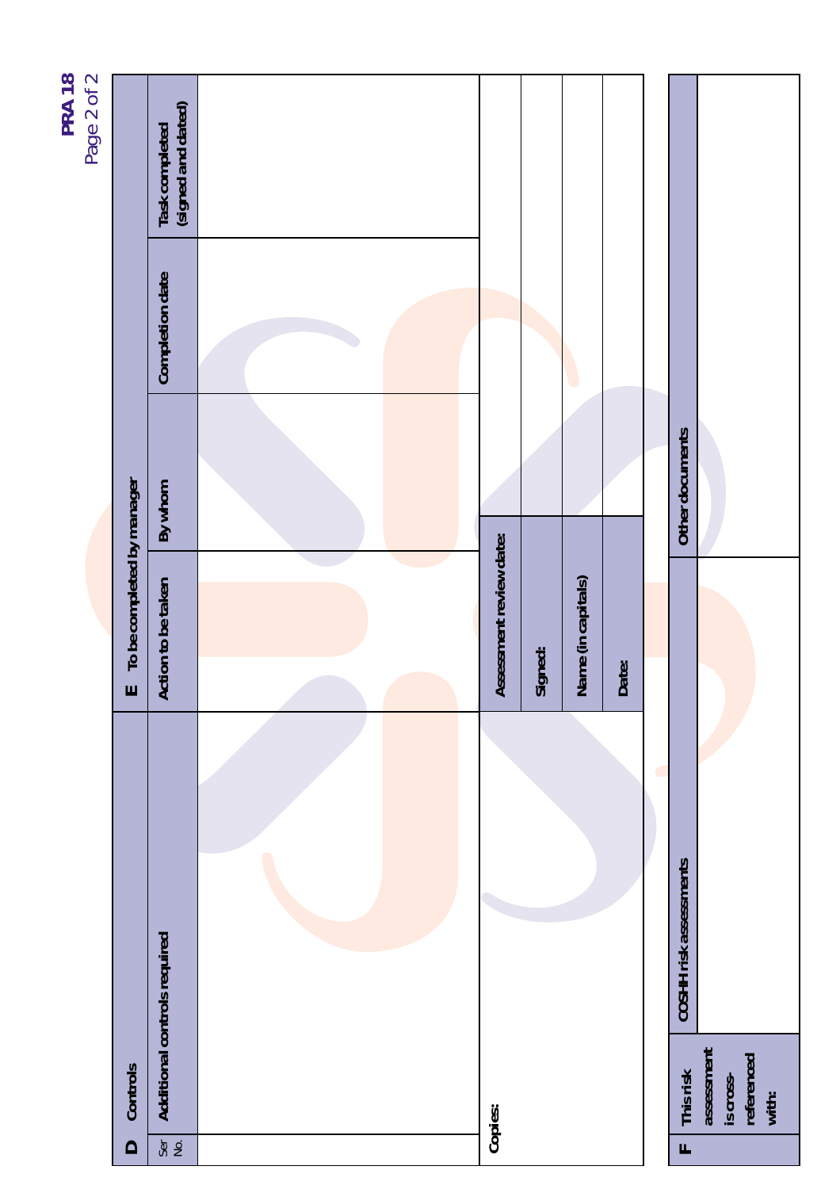| **D** Controls | | **E** To be completed by manager | | | |
|---|---|---|---|---|---|
| Ser No. | Additional controls required | Action to be taken | By whom | Completion date | Task completed (signed and dated) |
| | | | | | |

| | | |
|---|---|---|
| Copies: | Assessment review date: | |
| | Signed: | |
| | Name (in capitals) | |
| | Date: | |

| **F** This risk assessment is cross-referenced with: | COSHH risk assessments | Other documents |
|---|---|---|
| | | |